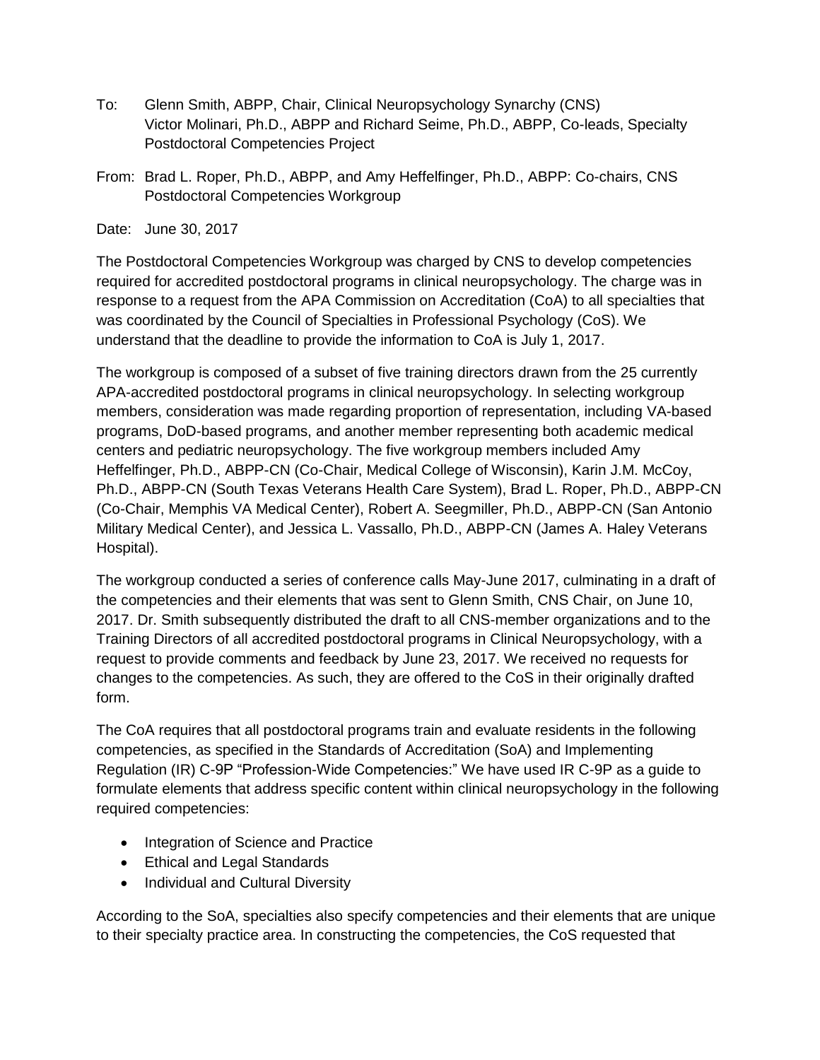To: Glenn Smith, ABPP, Chair, Clinical Neuropsychology Synarchy (CNS)
Victor Molinari, Ph.D., ABPP and Richard Seime, Ph.D., ABPP, Co-leads, Specialty Postdoctoral Competencies Project

From: Brad L. Roper, Ph.D., ABPP, and Amy Heffelfinger, Ph.D., ABPP: Co-chairs, CNS Postdoctoral Competencies Workgroup

Date: June 30, 2017

The Postdoctoral Competencies Workgroup was charged by CNS to develop competencies required for accredited postdoctoral programs in clinical neuropsychology. The charge was in response to a request from the APA Commission on Accreditation (CoA) to all specialties that was coordinated by the Council of Specialties in Professional Psychology (CoS). We understand that the deadline to provide the information to CoA is July 1, 2017.

The workgroup is composed of a subset of five training directors drawn from the 25 currently APA-accredited postdoctoral programs in clinical neuropsychology. In selecting workgroup members, consideration was made regarding proportion of representation, including VA-based programs, DoD-based programs, and another member representing both academic medical centers and pediatric neuropsychology. The five workgroup members included Amy Heffelfinger, Ph.D., ABPP-CN (Co-Chair, Medical College of Wisconsin), Karin J.M. McCoy, Ph.D., ABPP-CN (South Texas Veterans Health Care System), Brad L. Roper, Ph.D., ABPP-CN (Co-Chair, Memphis VA Medical Center), Robert A. Seegmiller, Ph.D., ABPP-CN (San Antonio Military Medical Center), and Jessica L. Vassallo, Ph.D., ABPP-CN (James A. Haley Veterans Hospital).

The workgroup conducted a series of conference calls May-June 2017, culminating in a draft of the competencies and their elements that was sent to Glenn Smith, CNS Chair, on June 10, 2017. Dr. Smith subsequently distributed the draft to all CNS-member organizations and to the Training Directors of all accredited postdoctoral programs in Clinical Neuropsychology, with a request to provide comments and feedback by June 23, 2017. We received no requests for changes to the competencies. As such, they are offered to the CoS in their originally drafted form.

The CoA requires that all postdoctoral programs train and evaluate residents in the following competencies, as specified in the Standards of Accreditation (SoA) and Implementing Regulation (IR) C-9P "Profession-Wide Competencies:" We have used IR C-9P as a guide to formulate elements that address specific content within clinical neuropsychology in the following required competencies:

- Integration of Science and Practice
- Ethical and Legal Standards
- Individual and Cultural Diversity

According to the SoA, specialties also specify competencies and their elements that are unique to their specialty practice area. In constructing the competencies, the CoS requested that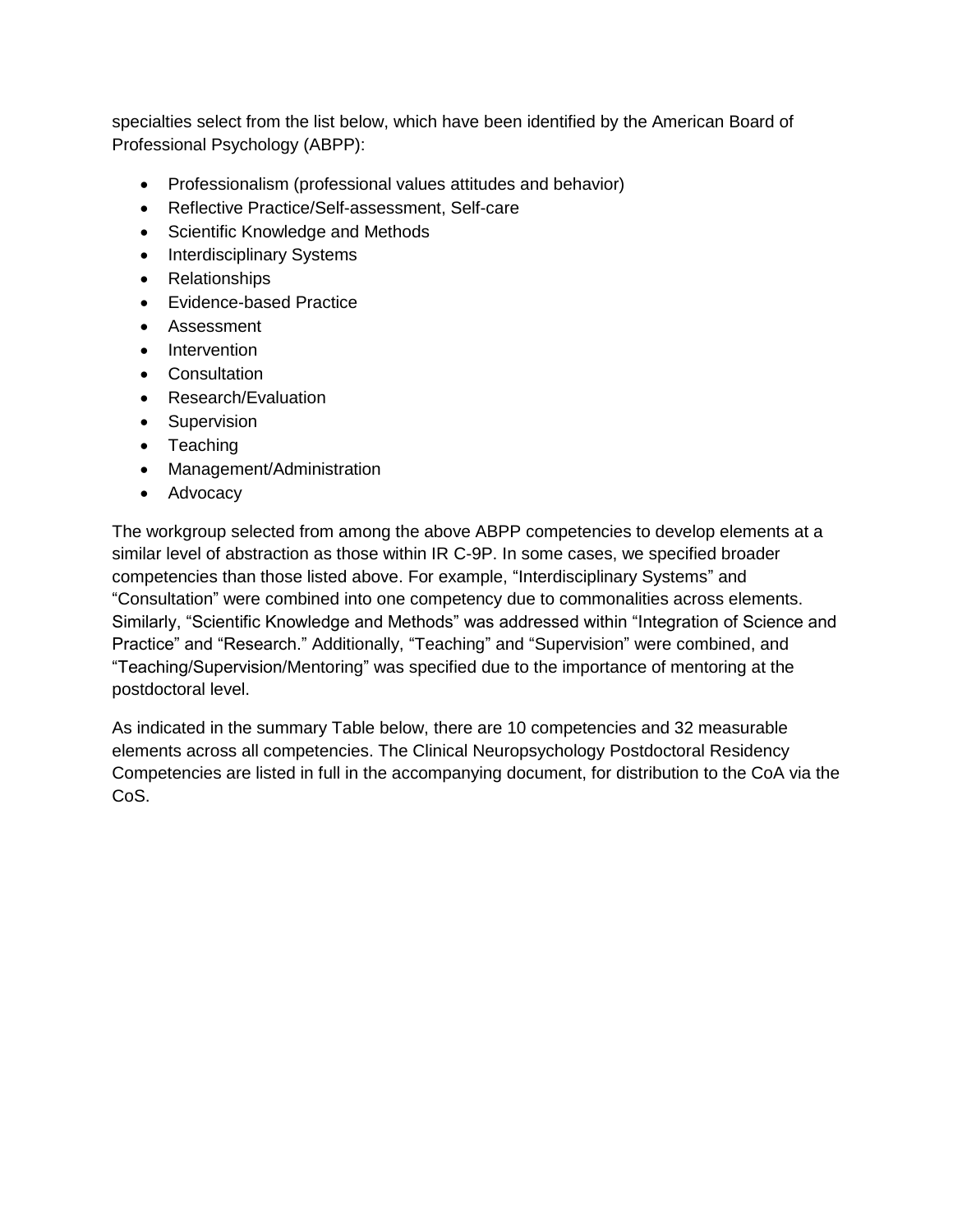specialties select from the list below, which have been identified by the American Board of Professional Psychology (ABPP):

- Professionalism (professional values attitudes and behavior)
- Reflective Practice/Self-assessment, Self-care
- Scientific Knowledge and Methods
- Interdisciplinary Systems
- Relationships
- Evidence-based Practice
- Assessment
- Intervention
- Consultation
- Research/Evaluation
- Supervision
- Teaching
- Management/Administration
- Advocacy

The workgroup selected from among the above ABPP competencies to develop elements at a similar level of abstraction as those within IR C-9P. In some cases, we specified broader competencies than those listed above. For example, "Interdisciplinary Systems" and "Consultation" were combined into one competency due to commonalities across elements. Similarly, "Scientific Knowledge and Methods" was addressed within "Integration of Science and Practice" and "Research." Additionally, "Teaching" and "Supervision" were combined, and "Teaching/Supervision/Mentoring" was specified due to the importance of mentoring at the postdoctoral level.

As indicated in the summary Table below, there are 10 competencies and 32 measurable elements across all competencies. The Clinical Neuropsychology Postdoctoral Residency Competencies are listed in full in the accompanying document, for distribution to the CoA via the CoS.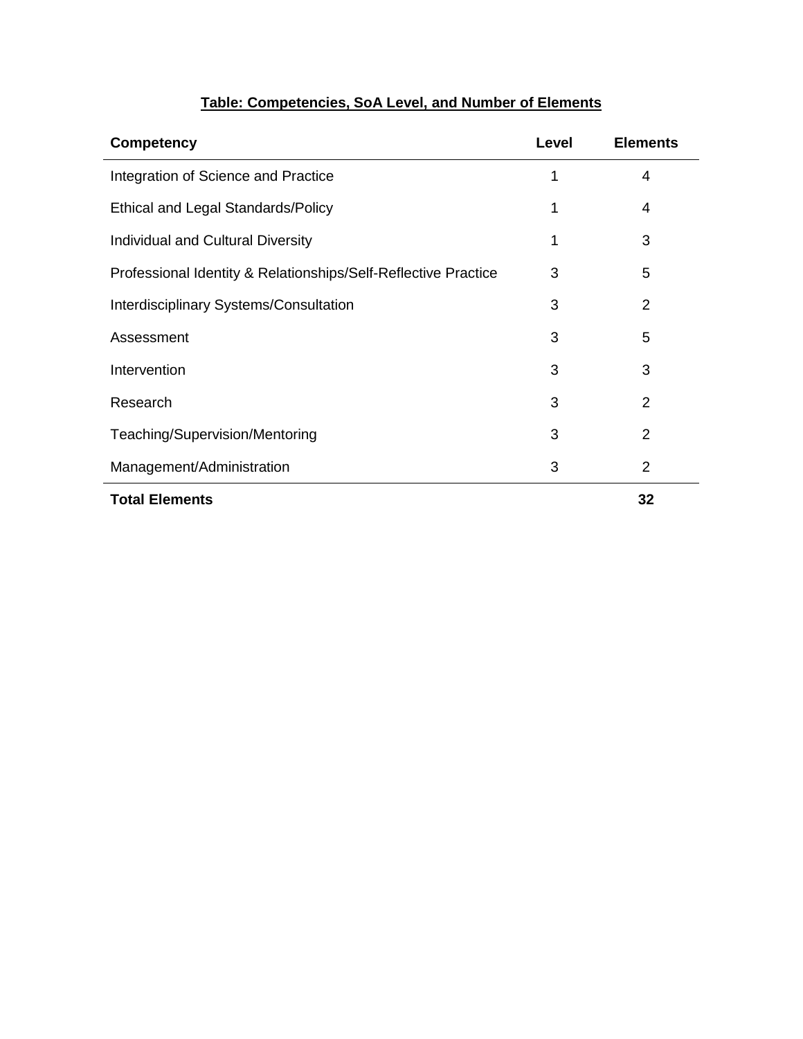**Table: Competencies, SoA Level, and Number of Elements**

| Competency | Level | Elements |
|---|---|---|
| Integration of Science and Practice | 1 | 4 |
| Ethical and Legal Standards/Policy | 1 | 4 |
| Individual and Cultural Diversity | 1 | 3 |
| Professional Identity & Relationships/Self-Reflective Practice | 3 | 5 |
| Interdisciplinary Systems/Consultation | 3 | 2 |
| Assessment | 3 | 5 |
| Intervention | 3 | 3 |
| Research | 3 | 2 |
| Teaching/Supervision/Mentoring | 3 | 2 |
| Management/Administration | 3 | 2 |
| **Total Elements** | | **32** |